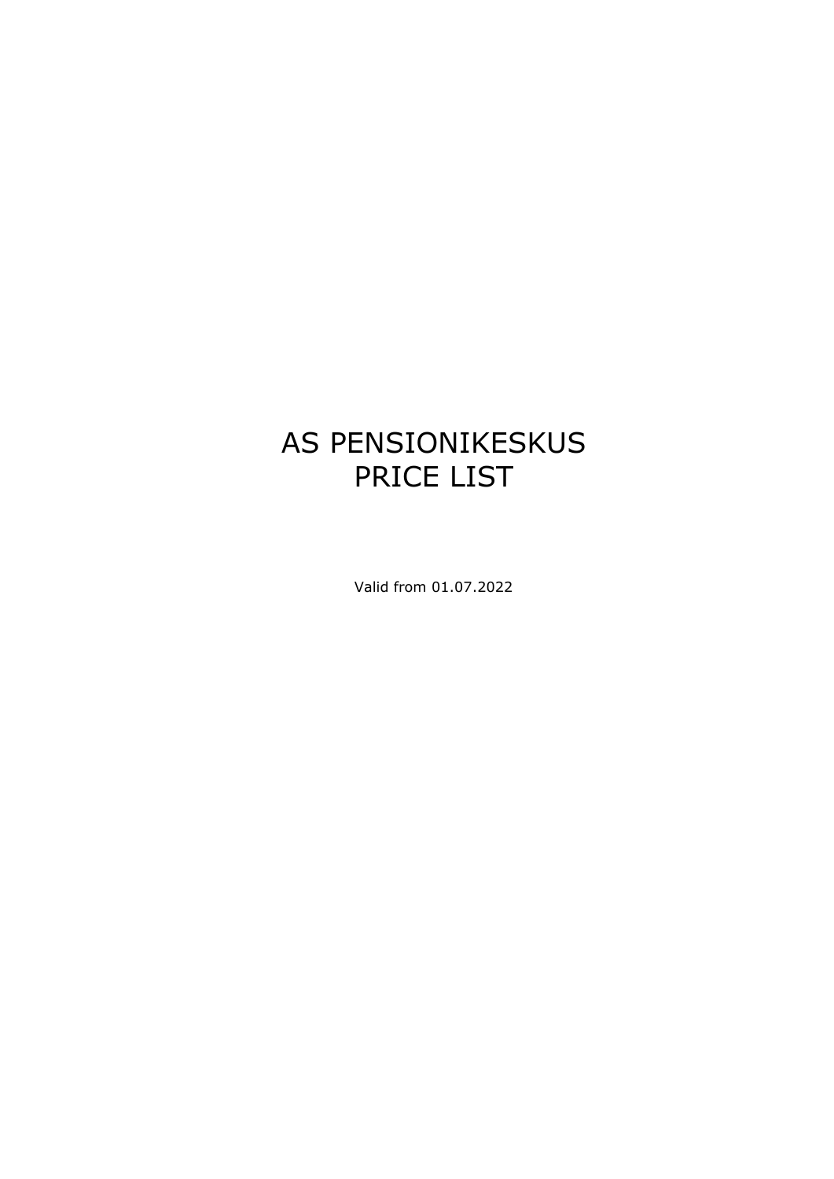# AS PENSIONIKESKUS
# PRICE LIST

Valid from 01.07.2022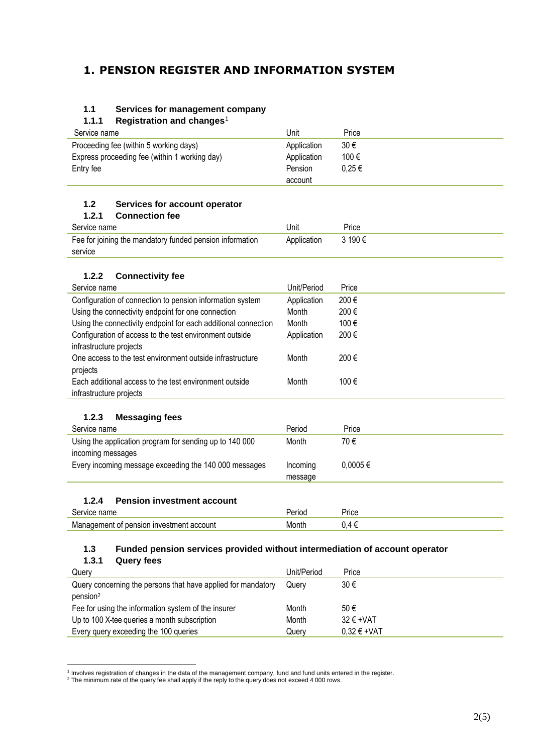# 1. PENSION REGISTER AND INFORMATION SYSTEM

## 1.1 Services for management company

### 1.1.1 Registration and changes[1]

| Service name | Unit | Price |
|---|---|---|
| Proceeding fee (within 5 working days) | Application | 30 € |
| Express proceeding fee (within 1 working day) | Application | 100 € |
| Entry fee | Pension account | 0,25 € |

## 1.2 Services for account operator

### 1.2.1 Connection fee

| Service name | Unit | Price |
|---|---|---|
| Fee for joining the mandatory funded pension information service | Application | 3 190 € |

### 1.2.2 Connectivity fee

| Service name | Unit/Period | Price |
|---|---|---|
| Configuration of connection to pension information system | Application | 200 € |
| Using the connectivity endpoint for one connection | Month | 200 € |
| Using the connectivity endpoint for each additional connection | Month | 100 € |
| Configuration of access to the test environment outside infrastructure projects | Application | 200 € |
| One access to the test environment outside infrastructure projects | Month | 200 € |
| Each additional access to the test environment outside infrastructure projects | Month | 100 € |

### 1.2.3 Messaging fees

| Service name | Period | Price |
|---|---|---|
| Using the application program for sending up to 140 000 incoming messages | Month | 70 € |
| Every incoming message exceeding the 140 000 messages | Incoming message | 0,0005 € |

### 1.2.4 Pension investment account

| Service name | Period | Price |
|---|---|---|
| Management of pension investment account | Month | 0,4 € |

## 1.3 Funded pension services provided without intermediation of account operator

### 1.3.1 Query fees

| Query | Unit/Period | Price |
|---|---|---|
| Query concerning the persons that have applied for mandatory pension[2] | Query | 30 € |
| Fee for using the information system of the insurer | Month | 50 € |
| Up to 100 X-tee queries a month subscription | Month | 32 € +VAT |
| Every query exceeding the 100 queries | Query | 0,32 € +VAT |

[1] Involves registration of changes in the data of the management company, fund and fund units entered in the register.
[2] The minimum rate of the query fee shall apply if the reply to the query does not exceed 4 000 rows.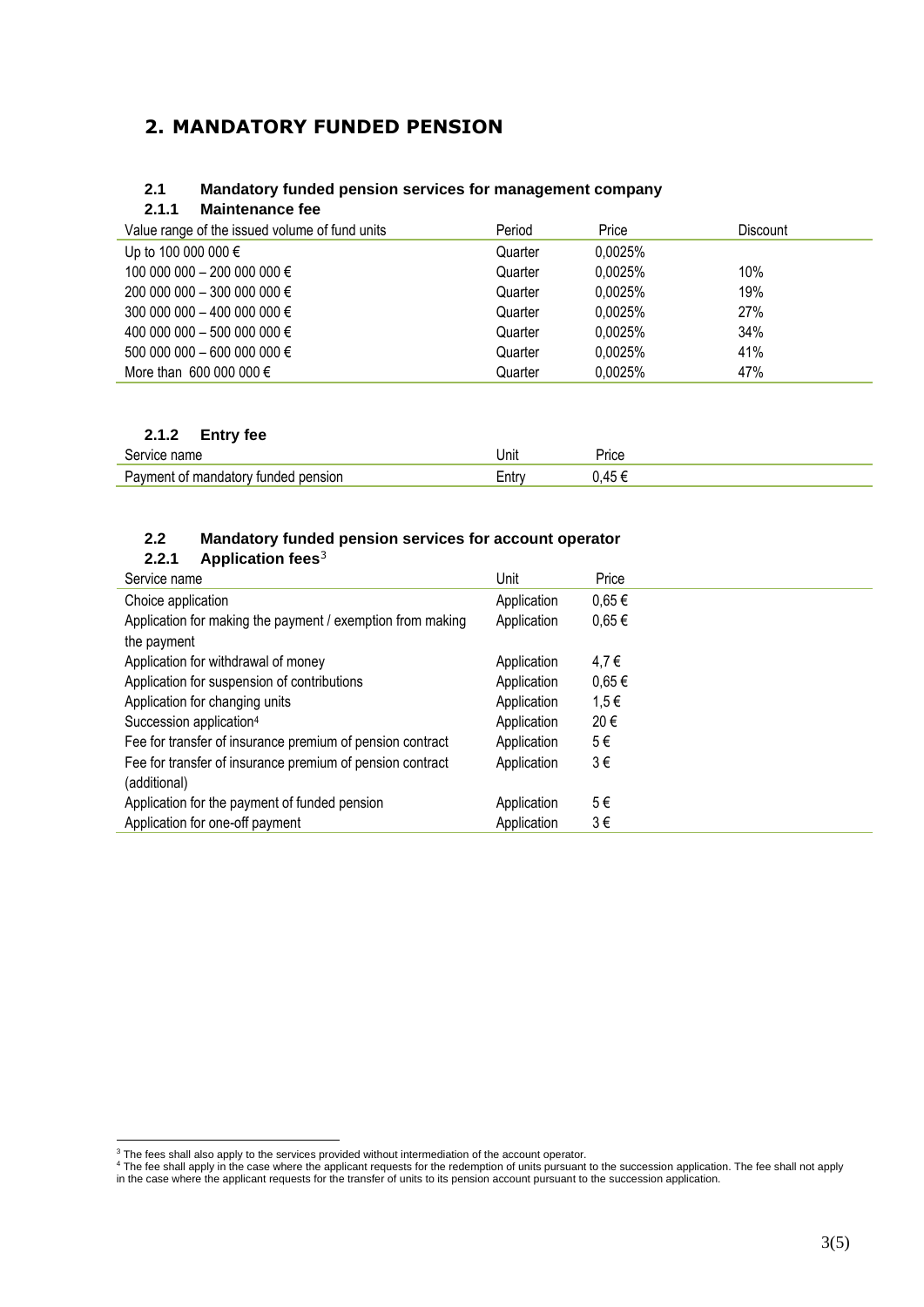## 2. MANDATORY FUNDED PENSION

### 2.1 Mandatory funded pension services for management company

#### 2.1.1 Maintenance fee

| Value range of the issued volume of fund units | Period | Price | Discount |
|---|---|---|---|
| Up to 100 000 000 € | Quarter | 0,0025% | |
| 100 000 000 – 200 000 000 € | Quarter | 0,0025% | 10% |
| 200 000 000 – 300 000 000 € | Quarter | 0,0025% | 19% |
| 300 000 000 – 400 000 000 € | Quarter | 0,0025% | 27% |
| 400 000 000 – 500 000 000 € | Quarter | 0,0025% | 34% |
| 500 000 000 – 600 000 000 € | Quarter | 0,0025% | 41% |
| More than 600 000 000 € | Quarter | 0,0025% | 47% |

#### 2.1.2 Entry fee

| Service name | Unit | Price |
|---|---|---|
| Payment of mandatory funded pension | Entry | 0,45 € |

### 2.2 Mandatory funded pension services for account operator

#### 2.2.1 Application fees[3]

| Service name | Unit | Price |
|---|---|---|
| Choice application | Application | 0,65 € |
| Application for making the payment / exemption from making the payment | Application | 0,65 € |
| Application for withdrawal of money | Application | 4,7 € |
| Application for suspension of contributions | Application | 0,65 € |
| Application for changing units | Application | 1,5 € |
| Succession application[4] | Application | 20 € |
| Fee for transfer of insurance premium of pension contract | Application | 5 € |
| Fee for transfer of insurance premium of pension contract (additional) | Application | 3 € |
| Application for the payment of funded pension | Application | 5 € |
| Application for one-off payment | Application | 3 € |

[3] The fees shall also apply to the services provided without intermediation of the account operator.

[4] The fee shall apply in the case where the applicant requests for the redemption of units pursuant to the succession application. The fee shall not apply in the case where the applicant requests for the transfer of units to its pension account pursuant to the succession application.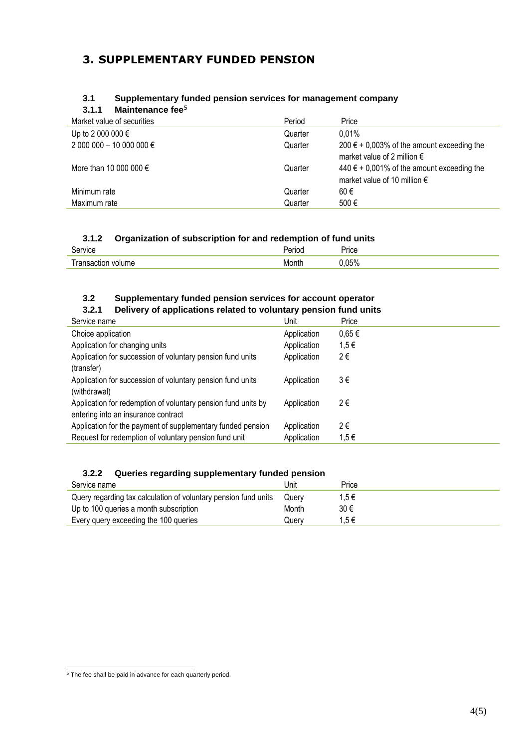# 3. SUPPLEMENTARY FUNDED PENSION

## 3.1 Supplementary funded pension services for management company

### 3.1.1 Maintenance fee[5]

| Market value of securities | Period | Price |
|---|---|---|
| Up to 2 000 000 € | Quarter | 0,01% |
| 2 000 000 – 10 000 000 € | Quarter | 200 € + 0,003% of the amount exceeding the market value of 2 million € |
| More than 10 000 000 € | Quarter | 440 € + 0,001% of the amount exceeding the market value of 10 million € |
| Minimum rate | Quarter | 60 € |
| Maximum rate | Quarter | 500 € |

### 3.1.2 Organization of subscription for and redemption of fund units

| Service | Period | Price |
|---|---|---|
| Transaction volume | Month | 0,05% |

## 3.2 Supplementary funded pension services for account operator

### 3.2.1 Delivery of applications related to voluntary pension fund units

| Service name | Unit | Price |
|---|---|---|
| Choice application | Application | 0,65 € |
| Application for changing units | Application | 1,5 € |
| Application for succession of voluntary pension fund units (transfer) | Application | 2 € |
| Application for succession of voluntary pension fund units (withdrawal) | Application | 3 € |
| Application for redemption of voluntary pension fund units by entering into an insurance contract | Application | 2 € |
| Application for the payment of supplementary funded pension | Application | 2 € |
| Request for redemption of voluntary pension fund unit | Application | 1,5 € |

### 3.2.2 Queries regarding supplementary funded pension

| Service name | Unit | Price |
|---|---|---|
| Query regarding tax calculation of voluntary pension fund units | Query | 1,5 € |
| Up to 100 queries a month subscription | Month | 30 € |
| Every query exceeding the 100 queries | Query | 1,5 € |

[5] The fee shall be paid in advance for each quarterly period.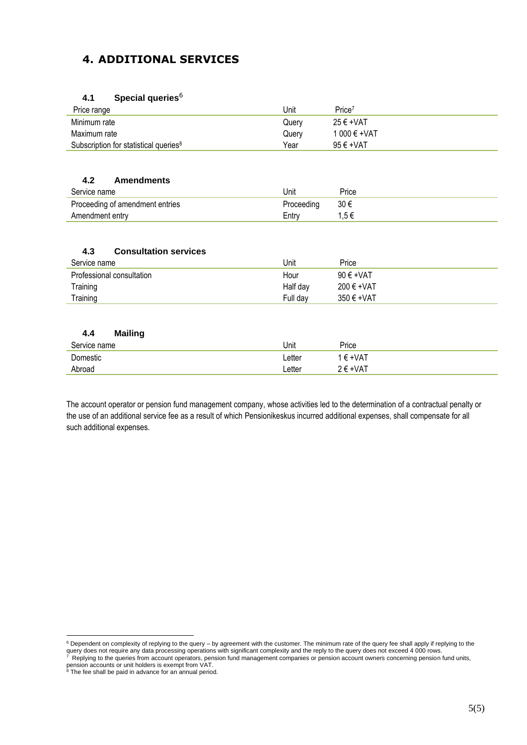## 4. ADDITIONAL SERVICES

### 4.1 Special queries[6]

| Price range | Unit | Price[7] |
|---|---|---|
| Minimum rate | Query | 25 € +VAT |
| Maximum rate | Query | 1 000 € +VAT |
| Subscription for statistical queries[8] | Year | 95 € +VAT |

### 4.2 Amendments

| Service name | Unit | Price |
|---|---|---|
| Proceeding of amendment entries | Proceeding | 30 € |
| Amendment entry | Entry | 1,5 € |

### 4.3 Consultation services

| Service name | Unit | Price |
|---|---|---|
| Professional consultation | Hour | 90 € +VAT |
| Training | Half day | 200 € +VAT |
| Training | Full day | 350 € +VAT |

### 4.4 Mailing

| Service name | Unit | Price |
|---|---|---|
| Domestic | Letter | 1 € +VAT |
| Abroad | Letter | 2 € +VAT |

The account operator or pension fund management company, whose activities led to the determination of a contractual penalty or the use of an additional service fee as a result of which Pensionikeskus incurred additional expenses, shall compensate for all such additional expenses.

---

[6] Dependent on complexity of replying to the query – by agreement with the customer. The minimum rate of the query fee shall apply if replying to the query does not require any data processing operations with significant complexity and the reply to the query does not exceed 4 000 rows.

[7] Replying to the queries from account operators, pension fund management companies or pension account owners concerning pension fund units, pension accounts or unit holders is exempt from VAT.

[8] The fee shall be paid in advance for an annual period.